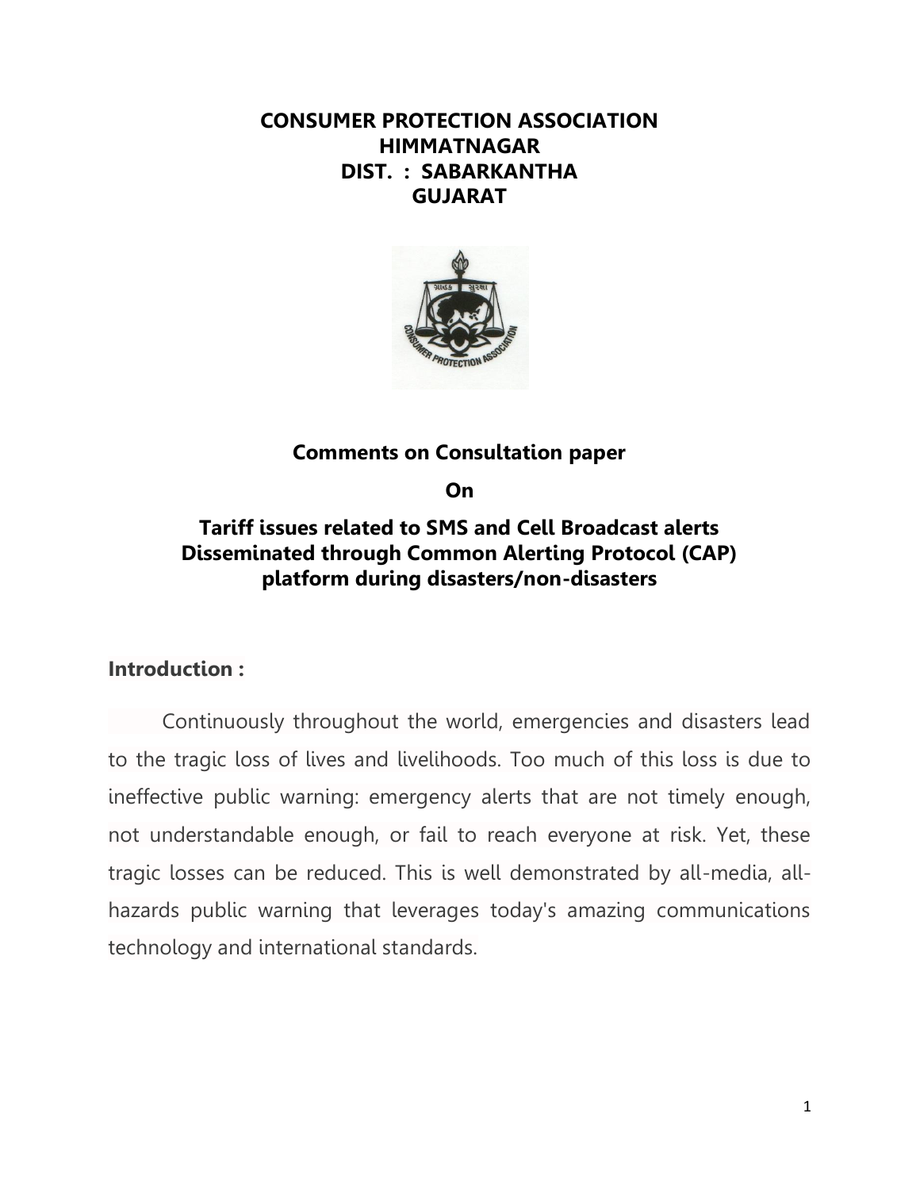**CONSUMER PROTECTION ASSOCIATION**
**HIMMATNAGAR**
**DIST. : SABARKANTHA**
**GUJARAT**

**Comments on Consultation paper**

**On**

# Tariff issues related to SMS and Cell Broadcast alerts Disseminated through Common Alerting Protocol (CAP) platform during disasters/non-disasters

## Introduction :

Continuously throughout the world, emergencies and disasters lead to the tragic loss of lives and livelihoods. Too much of this loss is due to ineffective public warning: emergency alerts that are not timely enough, not understandable enough, or fail to reach everyone at risk. Yet, these tragic losses can be reduced. This is well demonstrated by all-media, all-hazards public warning that leverages today's amazing communications technology and international standards.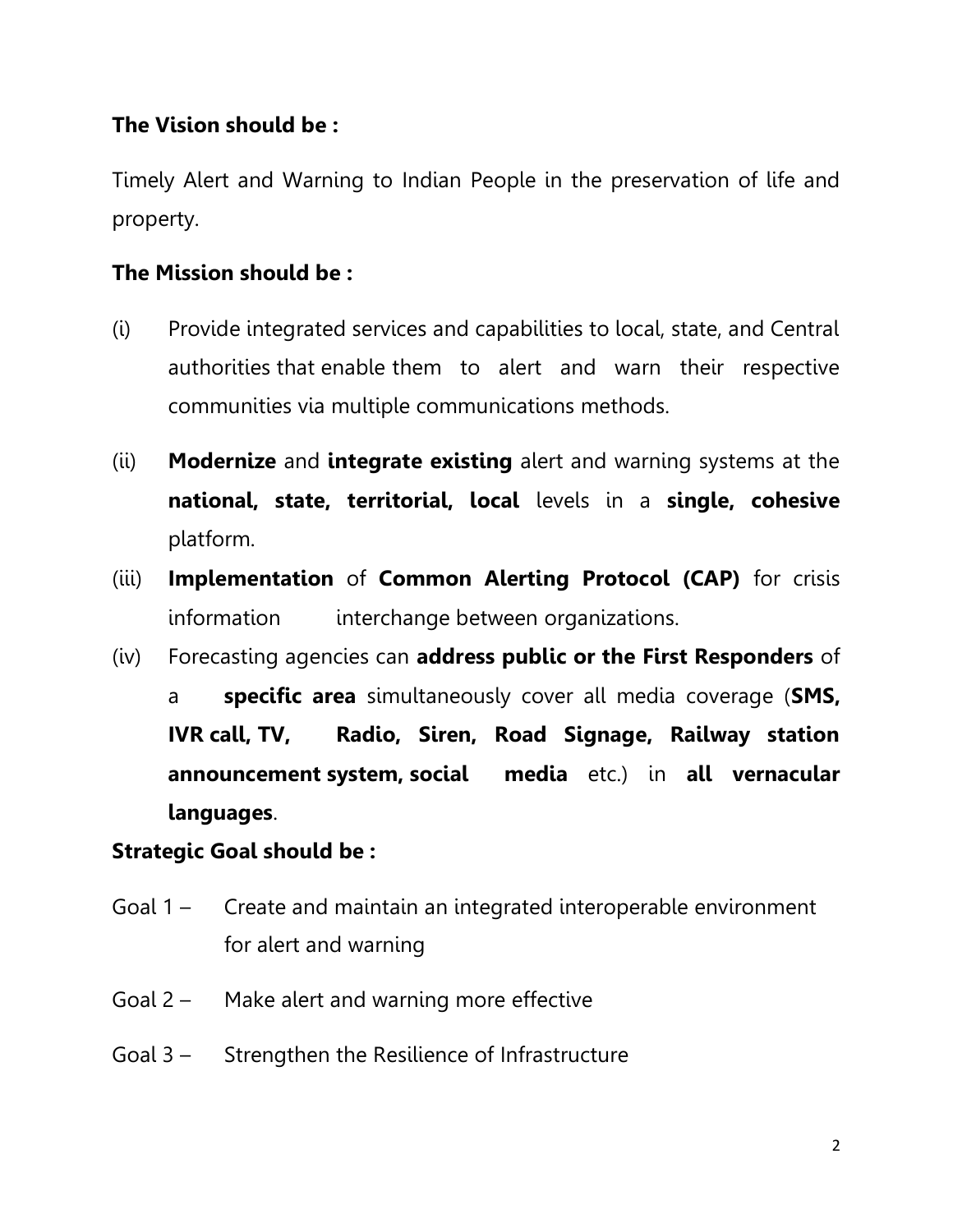**The Vision should be :**

Timely Alert and Warning to Indian People in the preservation of life and property.

**The Mission should be :**

(i) Provide integrated services and capabilities to local, state, and Central authorities that enable them to alert and warn their respective communities via multiple communications methods.

(ii) **Modernize** and **integrate existing** alert and warning systems at the **national, state, territorial, local** levels in a **single, cohesive** platform.

(iii) **Implementation** of **Common Alerting Protocol (CAP)** for crisis information interchange between organizations.

(iv) Forecasting agencies can **address public or the First Responders** of a **specific area** simultaneously cover all media coverage (**SMS, IVR call, TV, Radio, Siren, Road Signage, Railway station announcement system, social media** etc.) in **all vernacular languages**.

**Strategic Goal should be :**

Goal 1 – Create and maintain an integrated interoperable environment for alert and warning

Goal 2 – Make alert and warning more effective

Goal 3 – Strengthen the Resilience of Infrastructure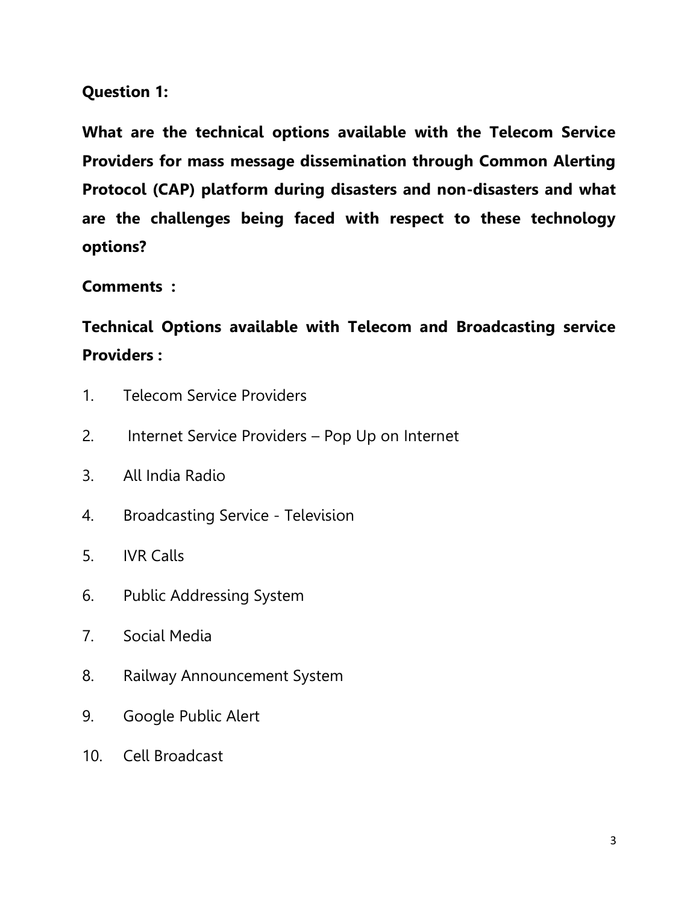**Question 1:**

**What are the technical options available with the Telecom Service Providers for mass message dissemination through Common Alerting Protocol (CAP) platform during disasters and non-disasters and what are the challenges being faced with respect to these technology options?**

**Comments :**

**Technical Options available with Telecom and Broadcasting service Providers :**

1. Telecom Service Providers
2. Internet Service Providers – Pop Up on Internet
3. All India Radio
4. Broadcasting Service - Television
5. IVR Calls
6. Public Addressing System
7. Social Media
8. Railway Announcement System
9. Google Public Alert
10. Cell Broadcast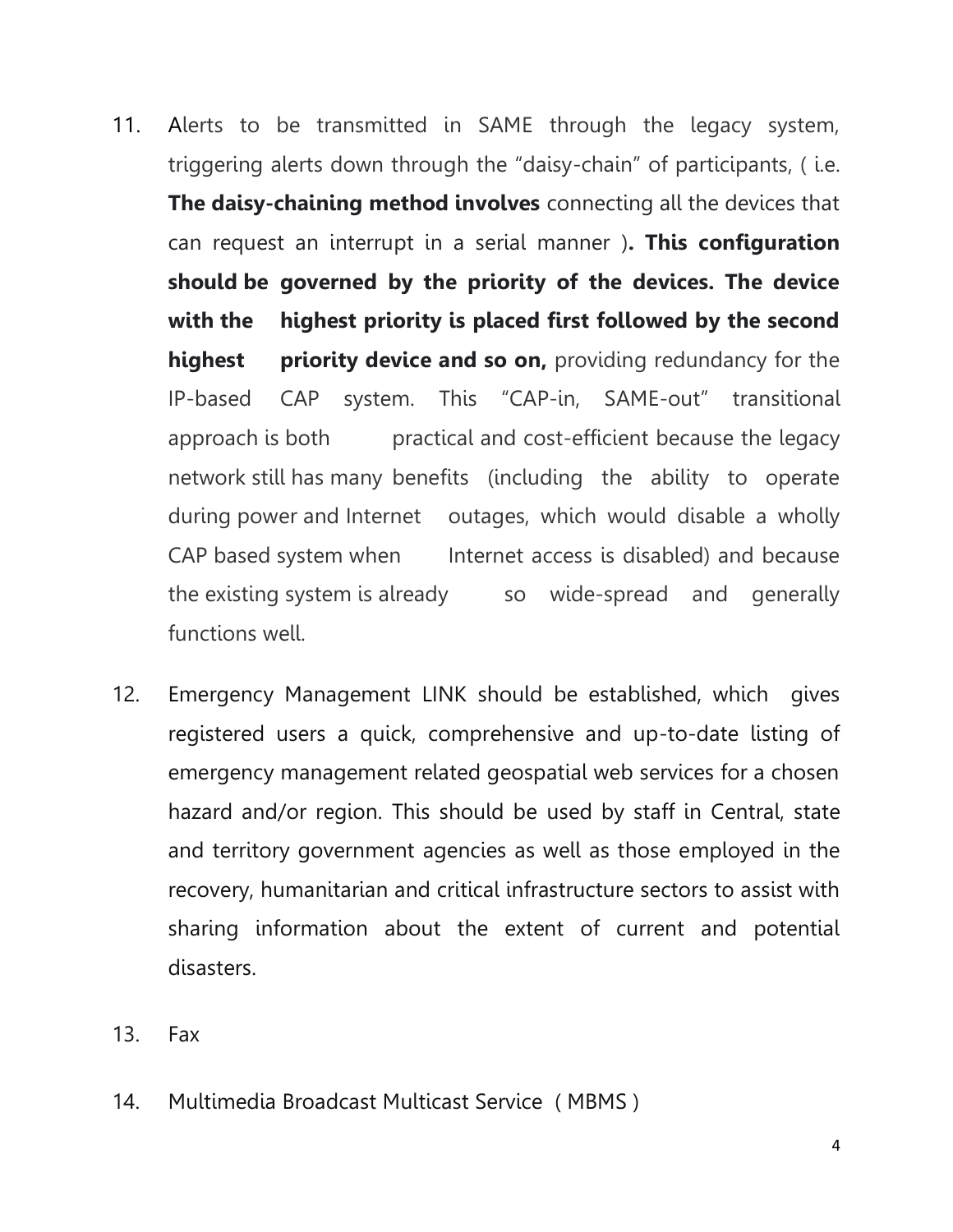11. Alerts to be transmitted in SAME through the legacy system, triggering alerts down through the "daisy-chain" of participants, ( i.e. **The daisy-chaining method involves** connecting all the devices that can request an interrupt in a serial manner )**. This configuration should be governed by the priority of the devices. The device with the highest priority is placed first followed by the second highest priority device and so on,** providing redundancy for the IP-based CAP system. This "CAP-in, SAME-out" transitional approach is both practical and cost-efficient because the legacy network still has many benefits (including the ability to operate during power and Internet outages, which would disable a wholly CAP based system when Internet access is disabled) and because the existing system is already so wide-spread and generally functions well.

12. Emergency Management LINK should be established, which gives registered users a quick, comprehensive and up-to-date listing of emergency management related geospatial web services for a chosen hazard and/or region. This should be used by staff in Central, state and territory government agencies as well as those employed in the recovery, humanitarian and critical infrastructure sectors to assist with sharing information about the extent of current and potential disasters.

13. Fax

14. Multimedia Broadcast Multicast Service ( MBMS )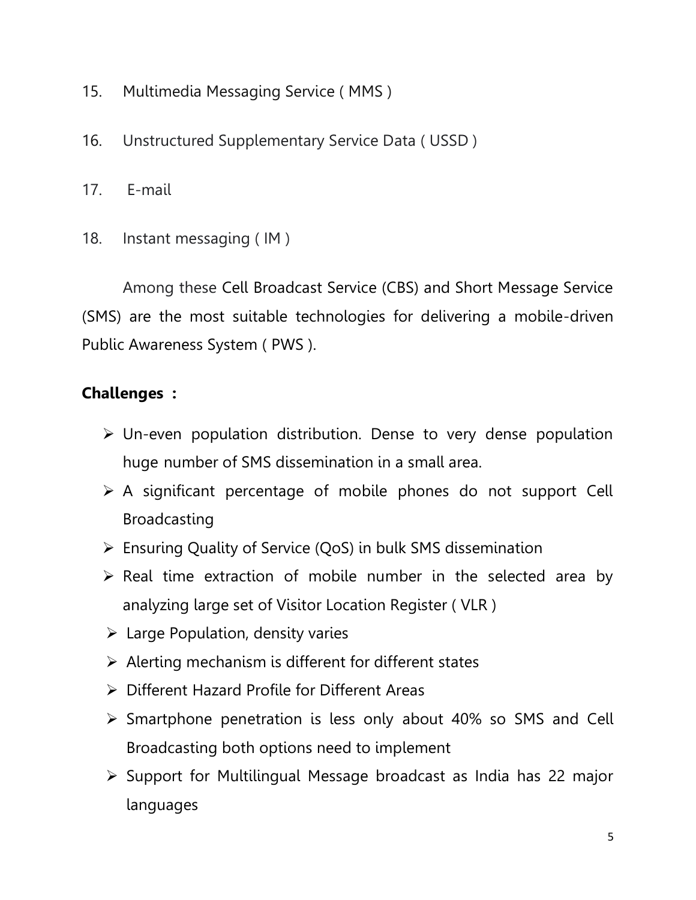15. Multimedia Messaging Service ( MMS )

16. Unstructured Supplementary Service Data ( USSD )

17. E-mail

18. Instant messaging ( IM )

Among these Cell Broadcast Service (CBS) and Short Message Service (SMS) are the most suitable technologies for delivering a mobile-driven Public Awareness System ( PWS ).

**Challenges :**

- Un-even population distribution. Dense to very dense population huge number of SMS dissemination in a small area.
- A significant percentage of mobile phones do not support Cell Broadcasting
- Ensuring Quality of Service (QoS) in bulk SMS dissemination
- Real time extraction of mobile number in the selected area by analyzing large set of Visitor Location Register ( VLR )
- Large Population, density varies
- Alerting mechanism is different for different states
- Different Hazard Profile for Different Areas
- Smartphone penetration is less only about 40% so SMS and Cell Broadcasting both options need to implement
- Support for Multilingual Message broadcast as India has 22 major languages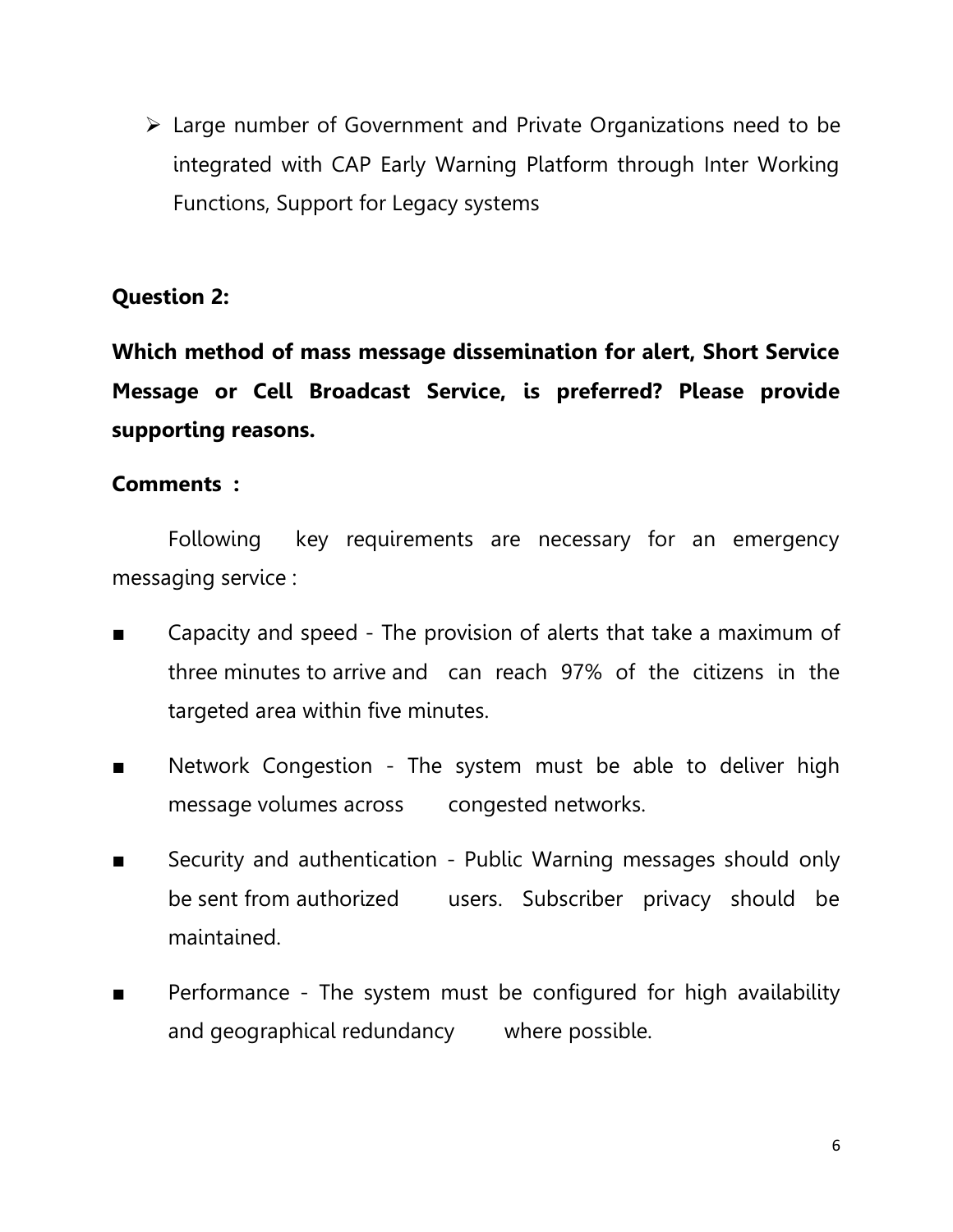- Large number of Government and Private Organizations need to be integrated with CAP Early Warning Platform through Inter Working Functions, Support for Legacy systems

**Question 2:**

**Which method of mass message dissemination for alert, Short Service Message or Cell Broadcast Service, is preferred? Please provide supporting reasons.**

**Comments :**

Following key requirements are necessary for an emergency messaging service :

- Capacity and speed - The provision of alerts that take a maximum of three minutes to arrive and can reach 97% of the citizens in the targeted area within five minutes.
- Network Congestion - The system must be able to deliver high message volumes across congested networks.
- Security and authentication - Public Warning messages should only be sent from authorized users. Subscriber privacy should be maintained.
- Performance - The system must be configured for high availability and geographical redundancy where possible.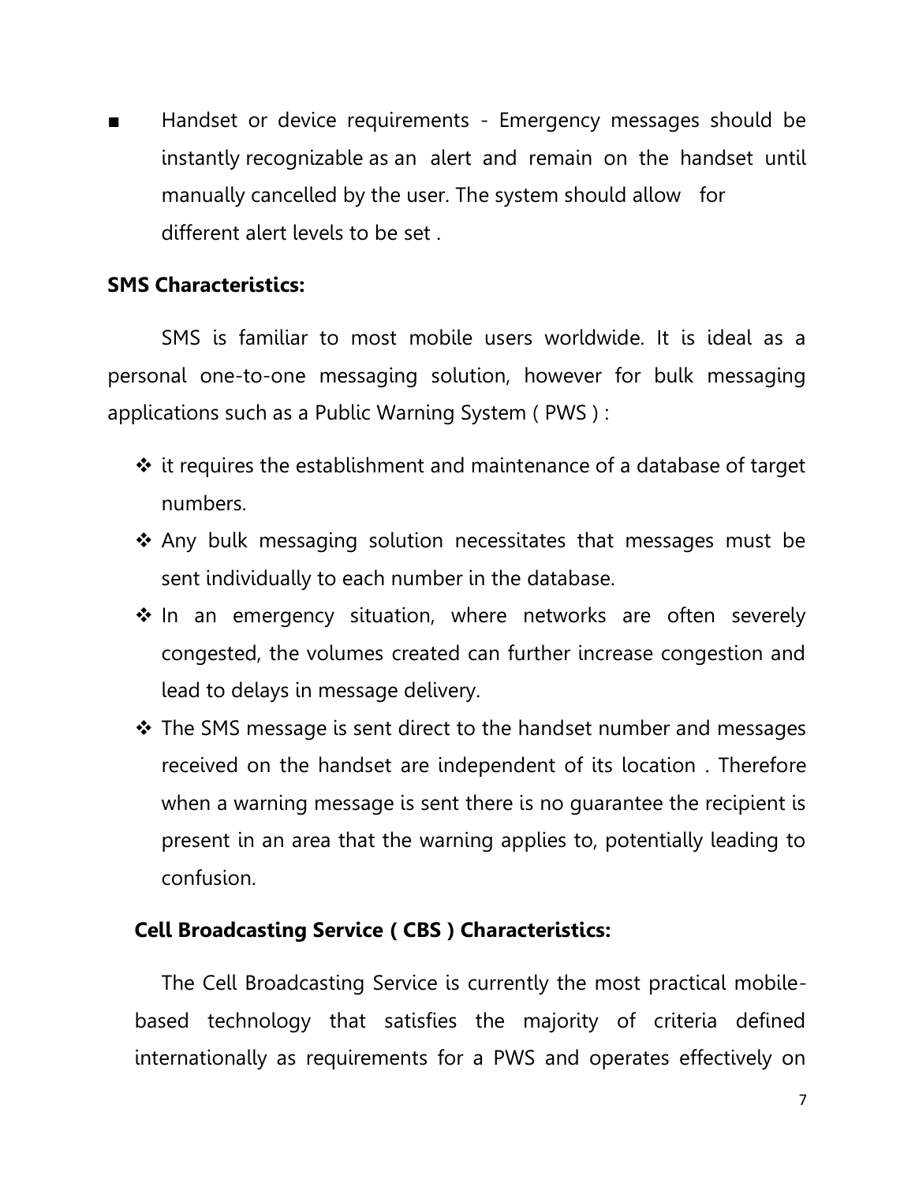- Handset or device requirements - Emergency messages should be instantly recognizable as an alert and remain on the handset until manually cancelled by the user. The system should allow for different alert levels to be set .

**SMS Characteristics:**

SMS is familiar to most mobile users worldwide. It is ideal as a personal one-to-one messaging solution, however for bulk messaging applications such as a Public Warning System ( PWS ) :

- it requires the establishment and maintenance of a database of target numbers.
- Any bulk messaging solution necessitates that messages must be sent individually to each number in the database.
- In an emergency situation, where networks are often severely congested, the volumes created can further increase congestion and lead to delays in message delivery.
- The SMS message is sent direct to the handset number and messages received on the handset are independent of its location . Therefore when a warning message is sent there is no guarantee the recipient is present in an area that the warning applies to, potentially leading to confusion.

**Cell Broadcasting Service ( CBS ) Characteristics:**

The Cell Broadcasting Service is currently the most practical mobile-based technology that satisfies the majority of criteria defined internationally as requirements for a PWS and operates effectively on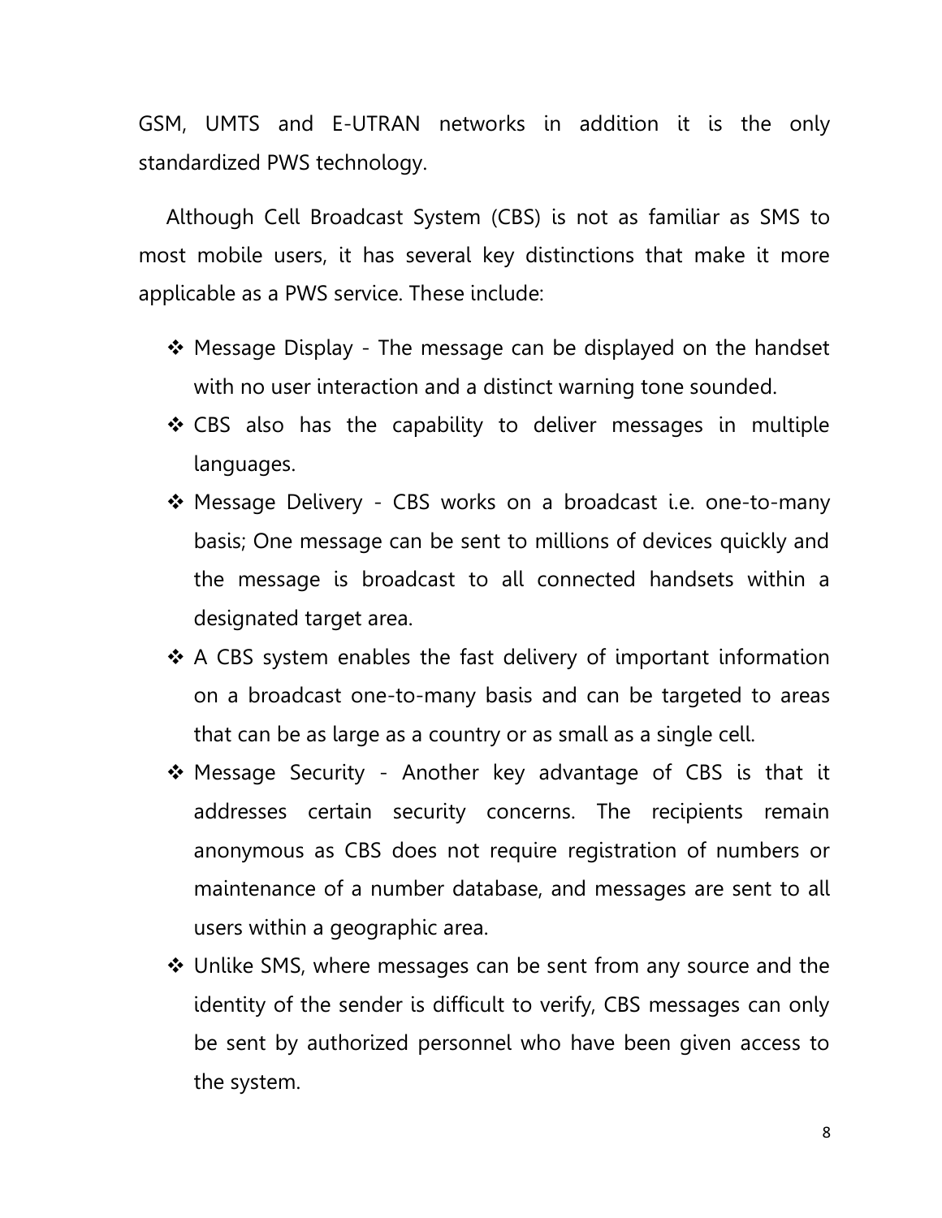GSM, UMTS and E-UTRAN networks in addition it is the only standardized PWS technology.

Although Cell Broadcast System (CBS) is not as familiar as SMS to most mobile users, it has several key distinctions that make it more applicable as a PWS service. These include:

- Message Display - The message can be displayed on the handset with no user interaction and a distinct warning tone sounded.
- CBS also has the capability to deliver messages in multiple languages.
- Message Delivery - CBS works on a broadcast i.e. one-to-many basis; One message can be sent to millions of devices quickly and the message is broadcast to all connected handsets within a designated target area.
- A CBS system enables the fast delivery of important information on a broadcast one-to-many basis and can be targeted to areas that can be as large as a country or as small as a single cell.
- Message Security - Another key advantage of CBS is that it addresses certain security concerns. The recipients remain anonymous as CBS does not require registration of numbers or maintenance of a number database, and messages are sent to all users within a geographic area.
- Unlike SMS, where messages can be sent from any source and the identity of the sender is difficult to verify, CBS messages can only be sent by authorized personnel who have been given access to the system.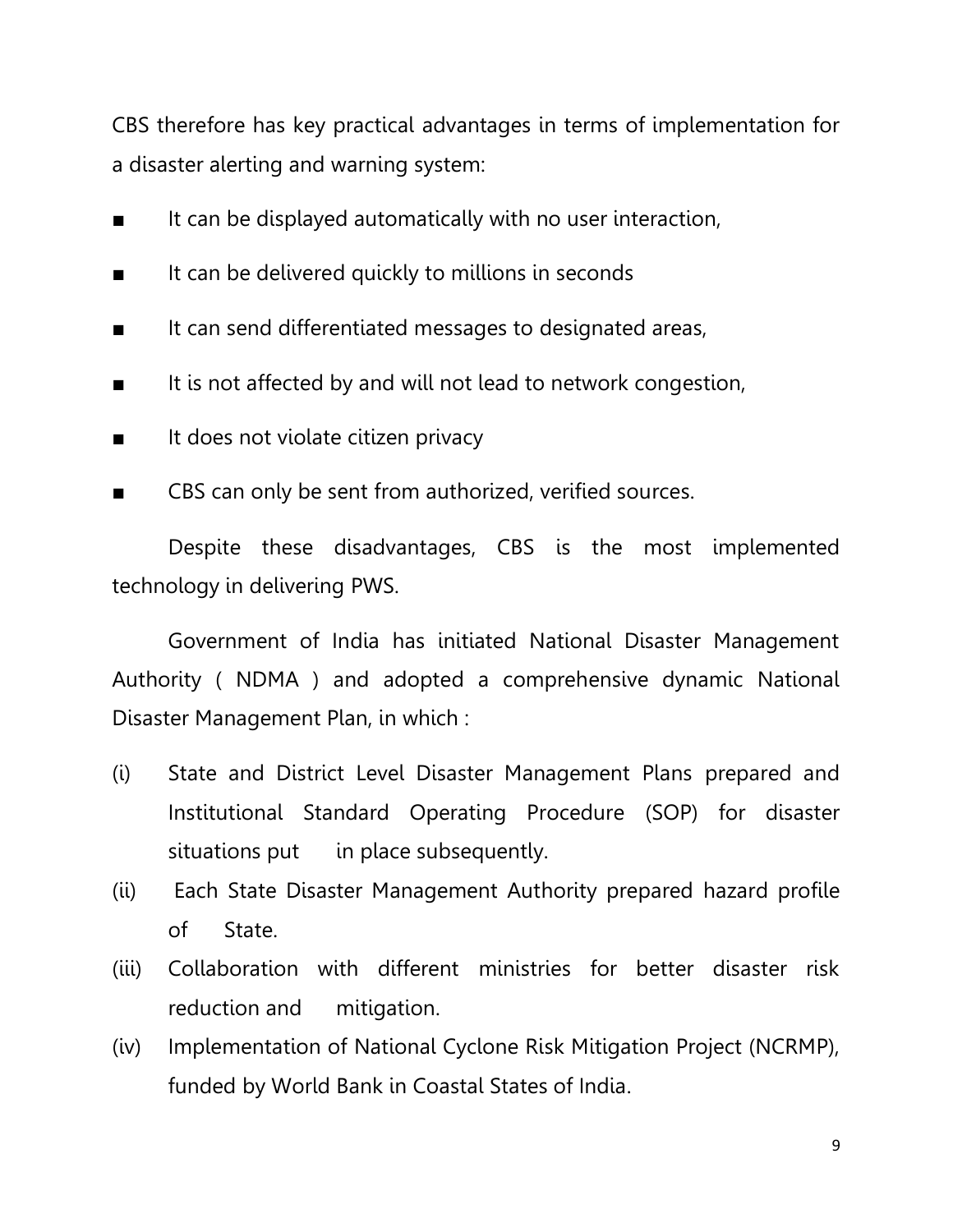CBS therefore has key practical advantages in terms of implementation for a disaster alerting and warning system:

- It can be displayed automatically with no user interaction,
- It can be delivered quickly to millions in seconds
- It can send differentiated messages to designated areas,
- It is not affected by and will not lead to network congestion,
- It does not violate citizen privacy
- CBS can only be sent from authorized, verified sources.

Despite these disadvantages, CBS is the most implemented technology in delivering PWS.

Government of India has initiated National Disaster Management Authority ( NDMA ) and adopted a comprehensive dynamic National Disaster Management Plan, in which :

(i) State and District Level Disaster Management Plans prepared and Institutional Standard Operating Procedure (SOP) for disaster situations put in place subsequently.

(ii) Each State Disaster Management Authority prepared hazard profile of State.

(iii) Collaboration with different ministries for better disaster risk reduction and mitigation.

(iv) Implementation of National Cyclone Risk Mitigation Project (NCRMP), funded by World Bank in Coastal States of India.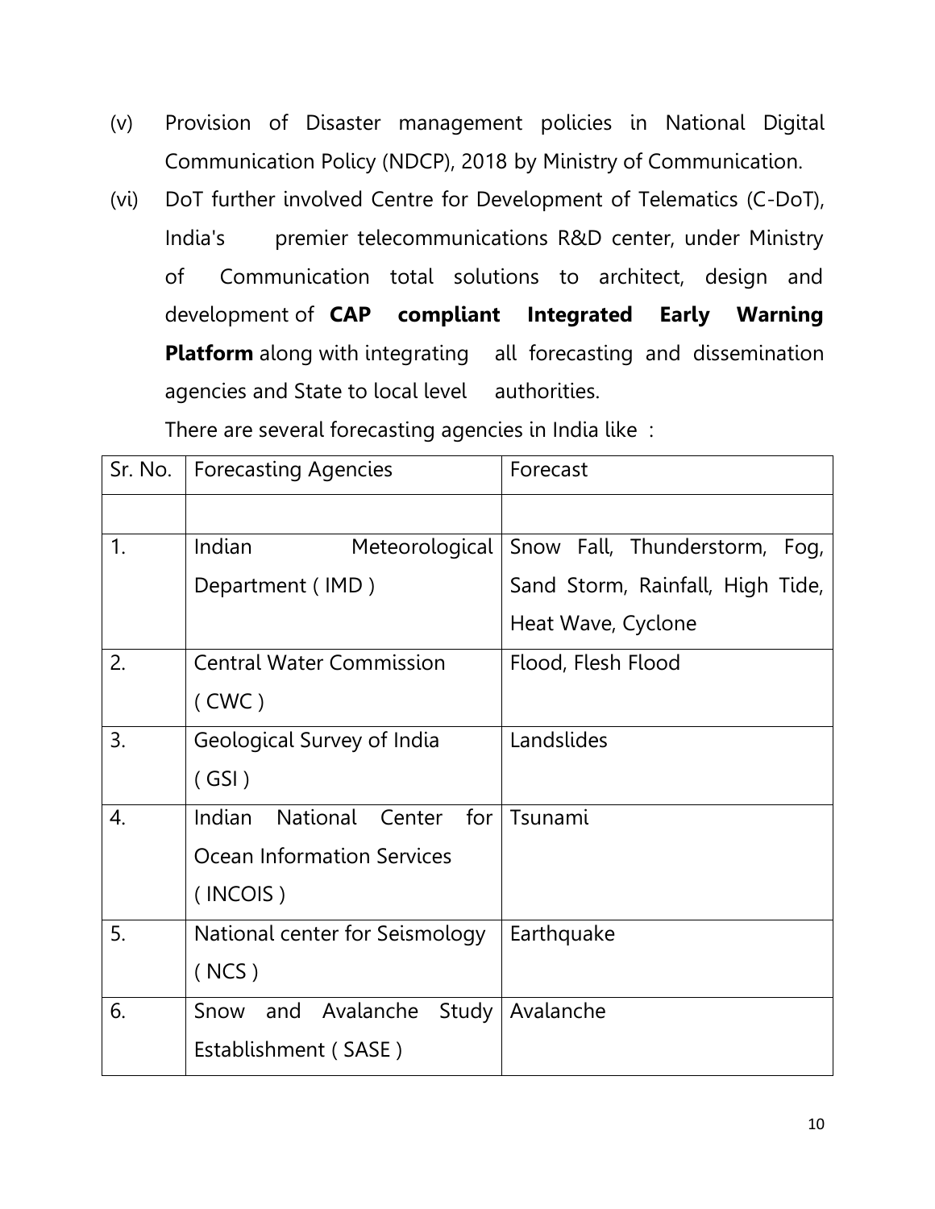(v) Provision of Disaster management policies in National Digital Communication Policy (NDCP), 2018 by Ministry of Communication.

(vi) DoT further involved Centre for Development of Telematics (C-DoT), India's premier telecommunications R&D center, under Ministry of Communication total solutions to architect, design and development of **CAP compliant Integrated Early Warning Platform** along with integrating all forecasting and dissemination agencies and State to local level authorities.

There are several forecasting agencies in India like :

| Sr. No. | Forecasting Agencies | Forecast |
|---|---|---|
| | | |
| 1. | Indian Meteorological Department ( IMD ) | Snow Fall, Thunderstorm, Fog, Sand Storm, Rainfall, High Tide, Heat Wave, Cyclone |
| 2. | Central Water Commission ( CWC ) | Flood, Flesh Flood |
| 3. | Geological Survey of India ( GSI ) | Landslides |
| 4. | Indian National Center for Ocean Information Services ( INCOIS ) | Tsunami |
| 5. | National center for Seismology ( NCS ) | Earthquake |
| 6. | Snow and Avalanche Study Establishment ( SASE ) | Avalanche |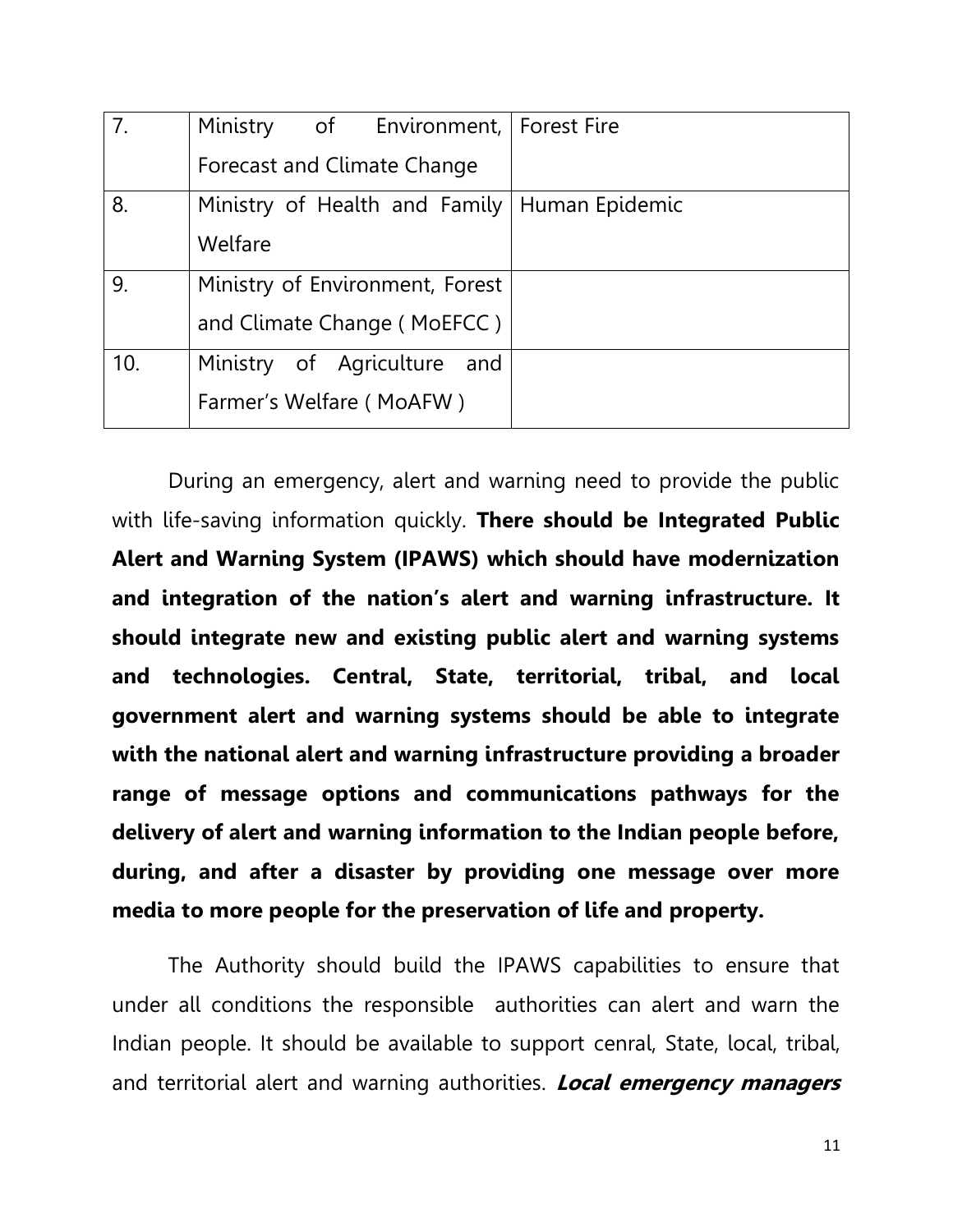| 7. | Ministry of Environment, Forecast and Climate Change | Forest Fire |
|---|---|---|
| 8. | Ministry of Health and Family Welfare | Human Epidemic |
| 9. | Ministry of Environment, Forest and Climate Change ( MoEFCC ) | |
| 10. | Ministry of Agriculture and Farmer's Welfare ( MoAFW ) | |

During an emergency, alert and warning need to provide the public with life-saving information quickly. **There should be Integrated Public Alert and Warning System (IPAWS) which should have modernization and integration of the nation's alert and warning infrastructure. It should integrate new and existing public alert and warning systems and technologies. Central, State, territorial, tribal, and local government alert and warning systems should be able to integrate with the national alert and warning infrastructure providing a broader range of message options and communications pathways for the delivery of alert and warning information to the Indian people before, during, and after a disaster by providing one message over more media to more people for the preservation of life and property.**

The Authority should build the IPAWS capabilities to ensure that under all conditions the responsible authorities can alert and warn the Indian people. It should be available to support cenral, State, local, tribal, and territorial alert and warning authorities. ***Local emergency managers***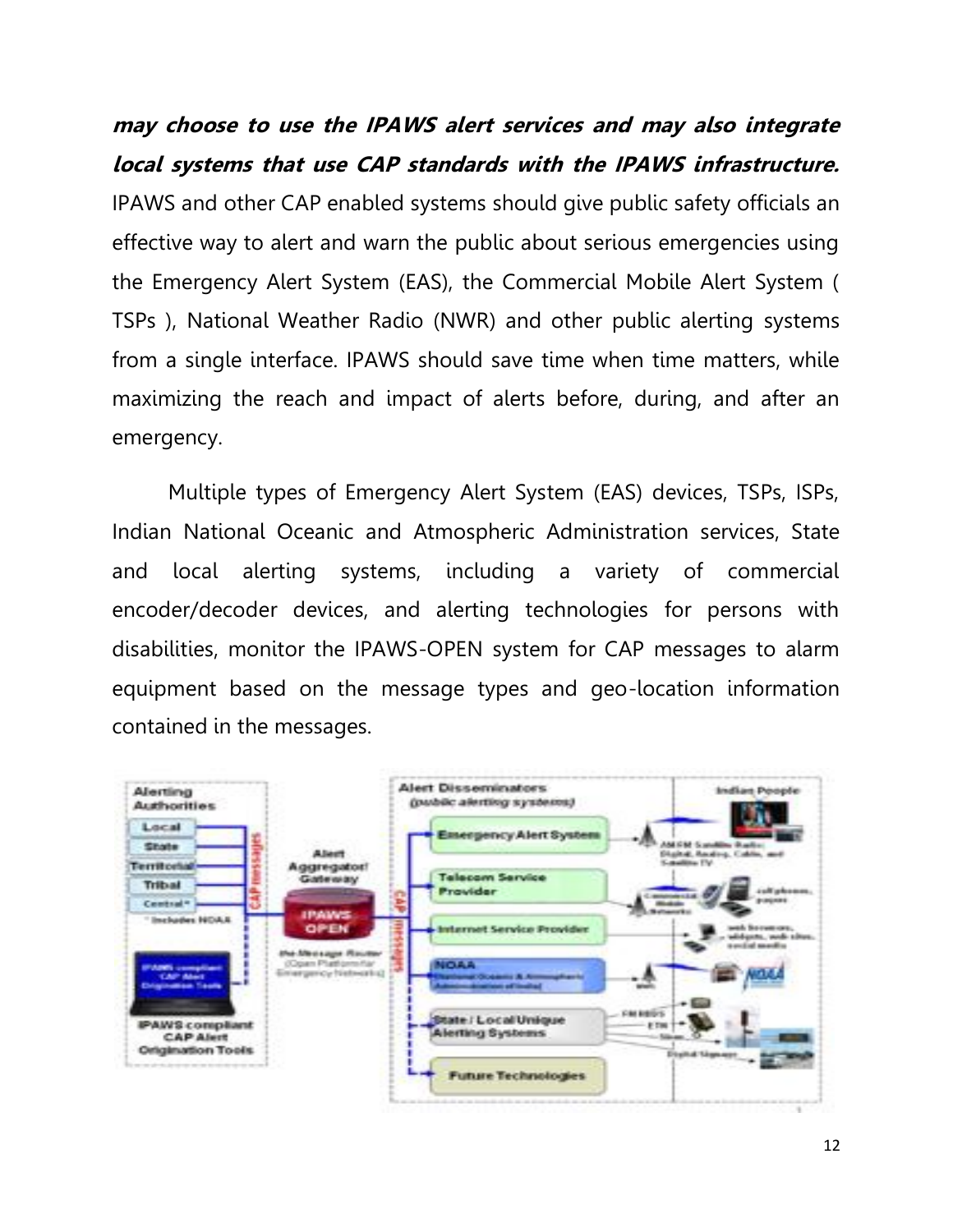***may choose to use the IPAWS alert services and may also integrate local systems that use CAP standards with the IPAWS infrastructure.*** IPAWS and other CAP enabled systems should give public safety officials an effective way to alert and warn the public about serious emergencies using the Emergency Alert System (EAS), the Commercial Mobile Alert System ( TSPs ), National Weather Radio (NWR) and other public alerting systems from a single interface. IPAWS should save time when time matters, while maximizing the reach and impact of alerts before, during, and after an emergency.

Multiple types of Emergency Alert System (EAS) devices, TSPs, ISPs, Indian National Oceanic and Atmospheric Administration services, State and local alerting systems, including a variety of commercial encoder/decoder devices, and alerting technologies for persons with disabilities, monitor the IPAWS-OPEN system for CAP messages to alarm equipment based on the message types and geo-location information contained in the messages.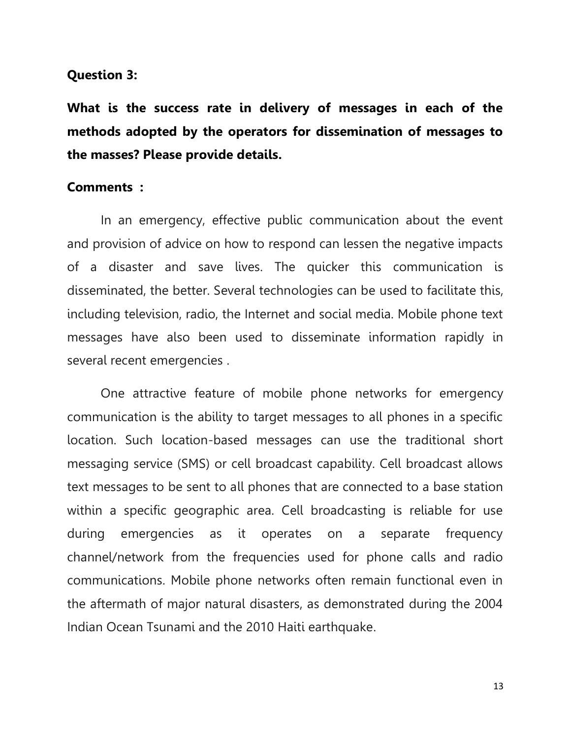**Question 3:**

**What is the success rate in delivery of messages in each of the methods adopted by the operators for dissemination of messages to the masses? Please provide details.**

**Comments :**

In an emergency, effective public communication about the event and provision of advice on how to respond can lessen the negative impacts of a disaster and save lives. The quicker this communication is disseminated, the better. Several technologies can be used to facilitate this, including television, radio, the Internet and social media. Mobile phone text messages have also been used to disseminate information rapidly in several recent emergencies .

One attractive feature of mobile phone networks for emergency communication is the ability to target messages to all phones in a specific location. Such location-based messages can use the traditional short messaging service (SMS) or cell broadcast capability. Cell broadcast allows text messages to be sent to all phones that are connected to a base station within a specific geographic area. Cell broadcasting is reliable for use during emergencies as it operates on a separate frequency channel/network from the frequencies used for phone calls and radio communications. Mobile phone networks often remain functional even in the aftermath of major natural disasters, as demonstrated during the 2004 Indian Ocean Tsunami and the 2010 Haiti earthquake.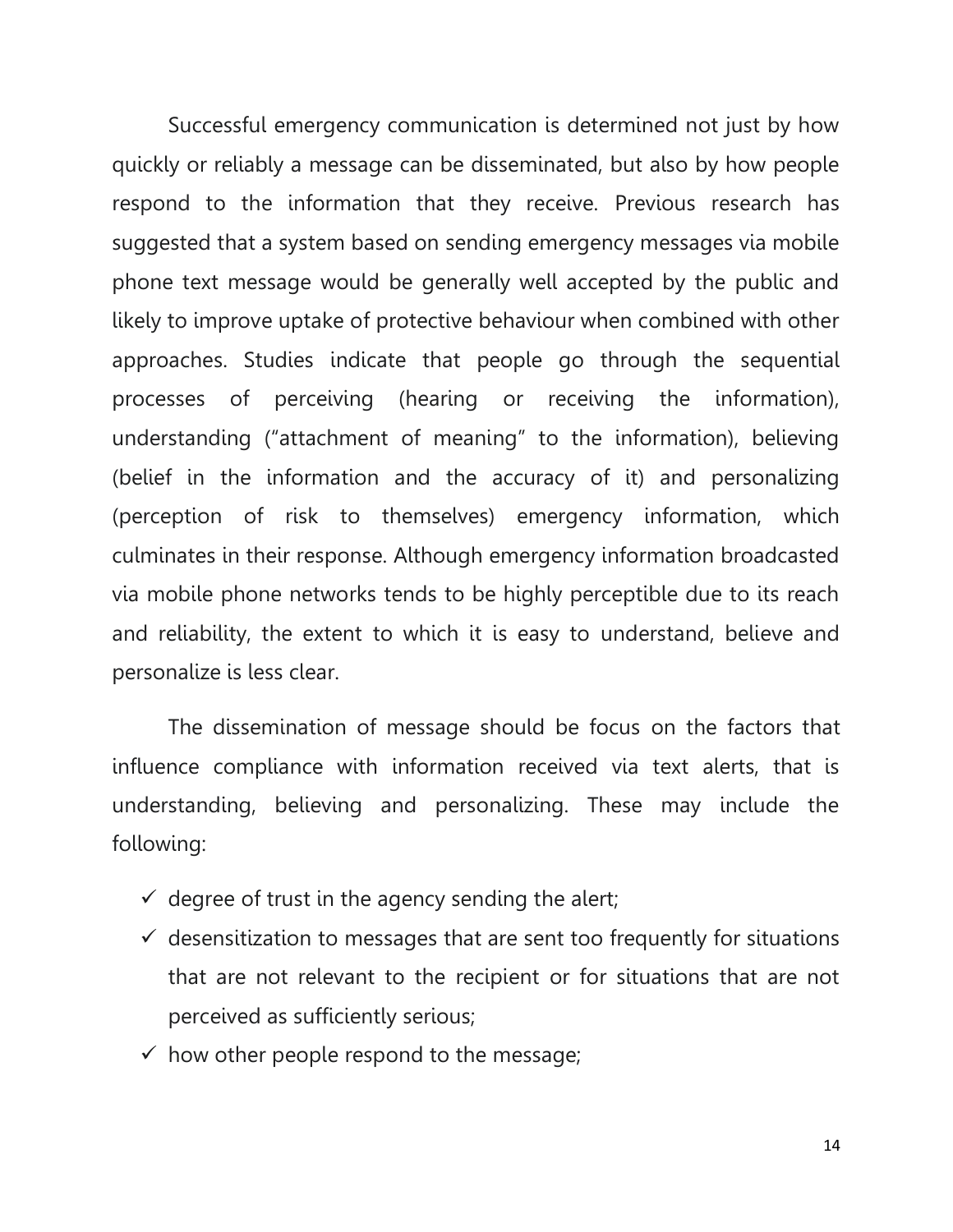Successful emergency communication is determined not just by how quickly or reliably a message can be disseminated, but also by how people respond to the information that they receive. Previous research has suggested that a system based on sending emergency messages via mobile phone text message would be generally well accepted by the public and likely to improve uptake of protective behaviour when combined with other approaches. Studies indicate that people go through the sequential processes of perceiving (hearing or receiving the information), understanding ("attachment of meaning" to the information), believing (belief in the information and the accuracy of it) and personalizing (perception of risk to themselves) emergency information, which culminates in their response. Although emergency information broadcasted via mobile phone networks tends to be highly perceptible due to its reach and reliability, the extent to which it is easy to understand, believe and personalize is less clear.

The dissemination of message should be focus on the factors that influence compliance with information received via text alerts, that is understanding, believing and personalizing. These may include the following:

- ✓ degree of trust in the agency sending the alert;
- ✓ desensitization to messages that are sent too frequently for situations that are not relevant to the recipient or for situations that are not perceived as sufficiently serious;
- ✓ how other people respond to the message;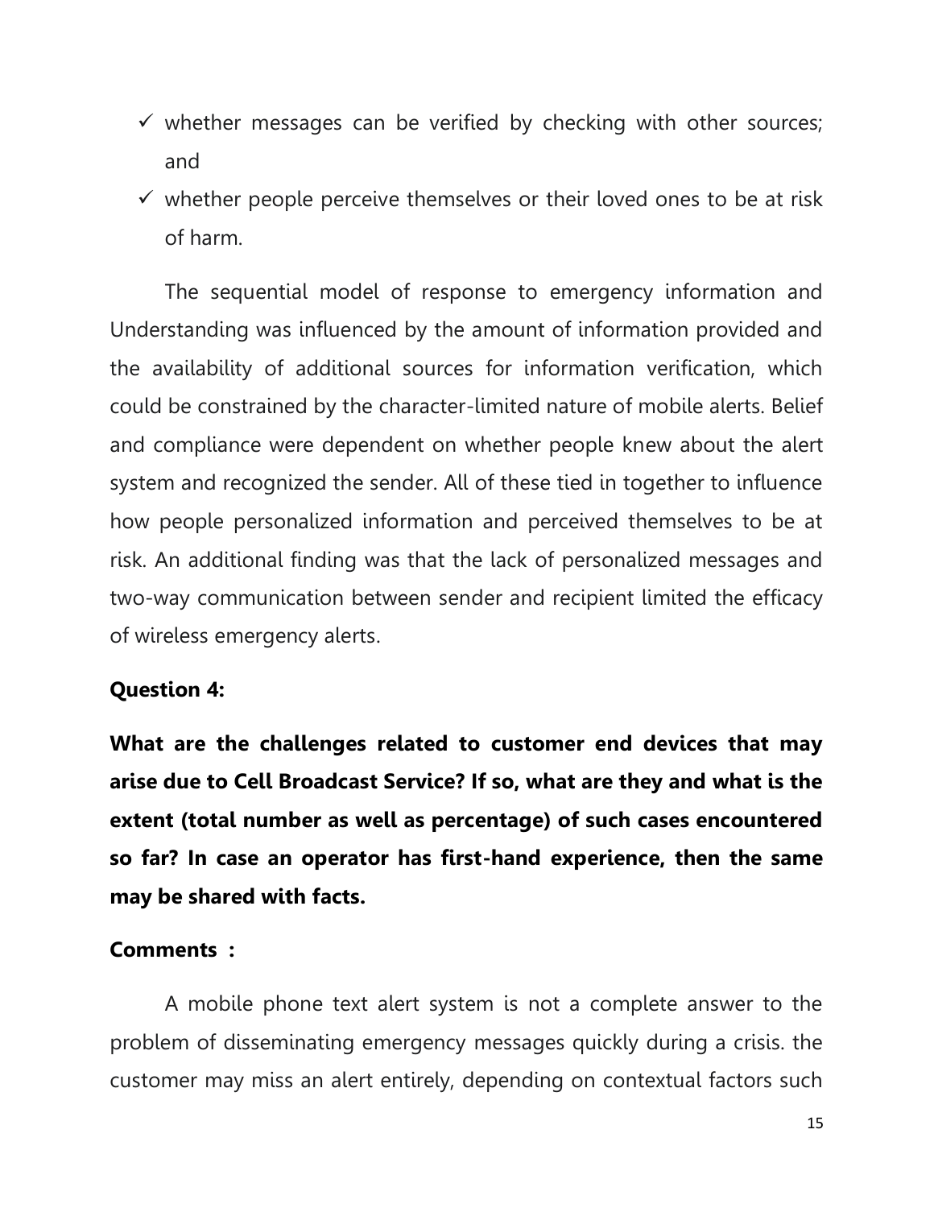- ✓ whether messages can be verified by checking with other sources; and
- ✓ whether people perceive themselves or their loved ones to be at risk of harm.

The sequential model of response to emergency information and Understanding was influenced by the amount of information provided and the availability of additional sources for information verification, which could be constrained by the character-limited nature of mobile alerts. Belief and compliance were dependent on whether people knew about the alert system and recognized the sender. All of these tied in together to influence how people personalized information and perceived themselves to be at risk. An additional finding was that the lack of personalized messages and two-way communication between sender and recipient limited the efficacy of wireless emergency alerts.

**Question 4:**

**What are the challenges related to customer end devices that may arise due to Cell Broadcast Service? If so, what are they and what is the extent (total number as well as percentage) of such cases encountered so far? In case an operator has first-hand experience, then the same may be shared with facts.**

**Comments :**

A mobile phone text alert system is not a complete answer to the problem of disseminating emergency messages quickly during a crisis. the customer may miss an alert entirely, depending on contextual factors such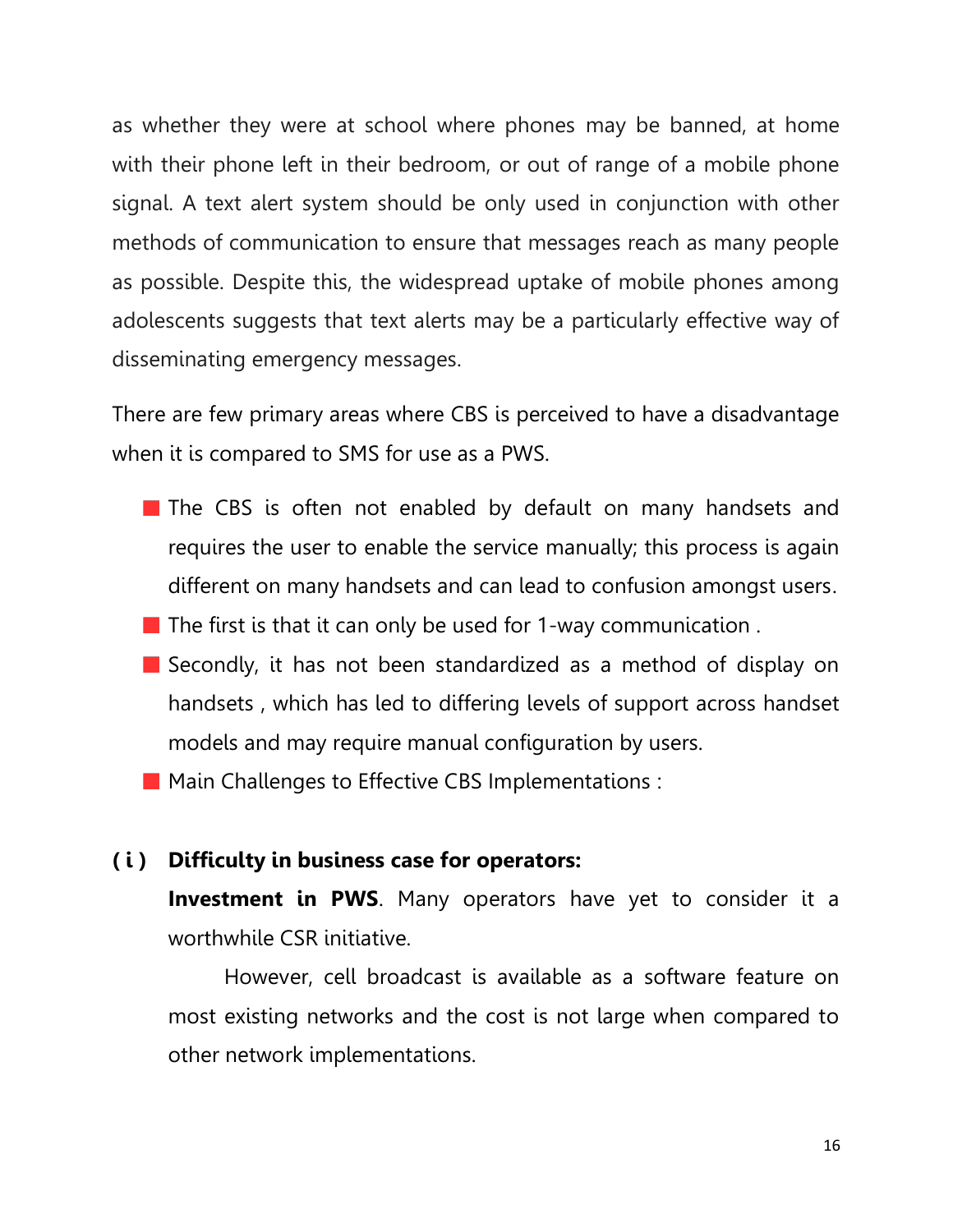as whether they were at school where phones may be banned, at home with their phone left in their bedroom, or out of range of a mobile phone signal. A text alert system should be only used in conjunction with other methods of communication to ensure that messages reach as many people as possible. Despite this, the widespread uptake of mobile phones among adolescents suggests that text alerts may be a particularly effective way of disseminating emergency messages.

There are few primary areas where CBS is perceived to have a disadvantage when it is compared to SMS for use as a PWS.

- The CBS is often not enabled by default on many handsets and requires the user to enable the service manually; this process is again different on many handsets and can lead to confusion amongst users.
- The first is that it can only be used for 1-way communication .
- Secondly, it has not been standardized as a method of display on handsets , which has led to differing levels of support across handset models and may require manual configuration by users.
- Main Challenges to Effective CBS Implementations :

**( i ) Difficulty in business case for operators:**

**Investment in PWS**. Many operators have yet to consider it a worthwhile CSR initiative.

However, cell broadcast is available as a software feature on most existing networks and the cost is not large when compared to other network implementations.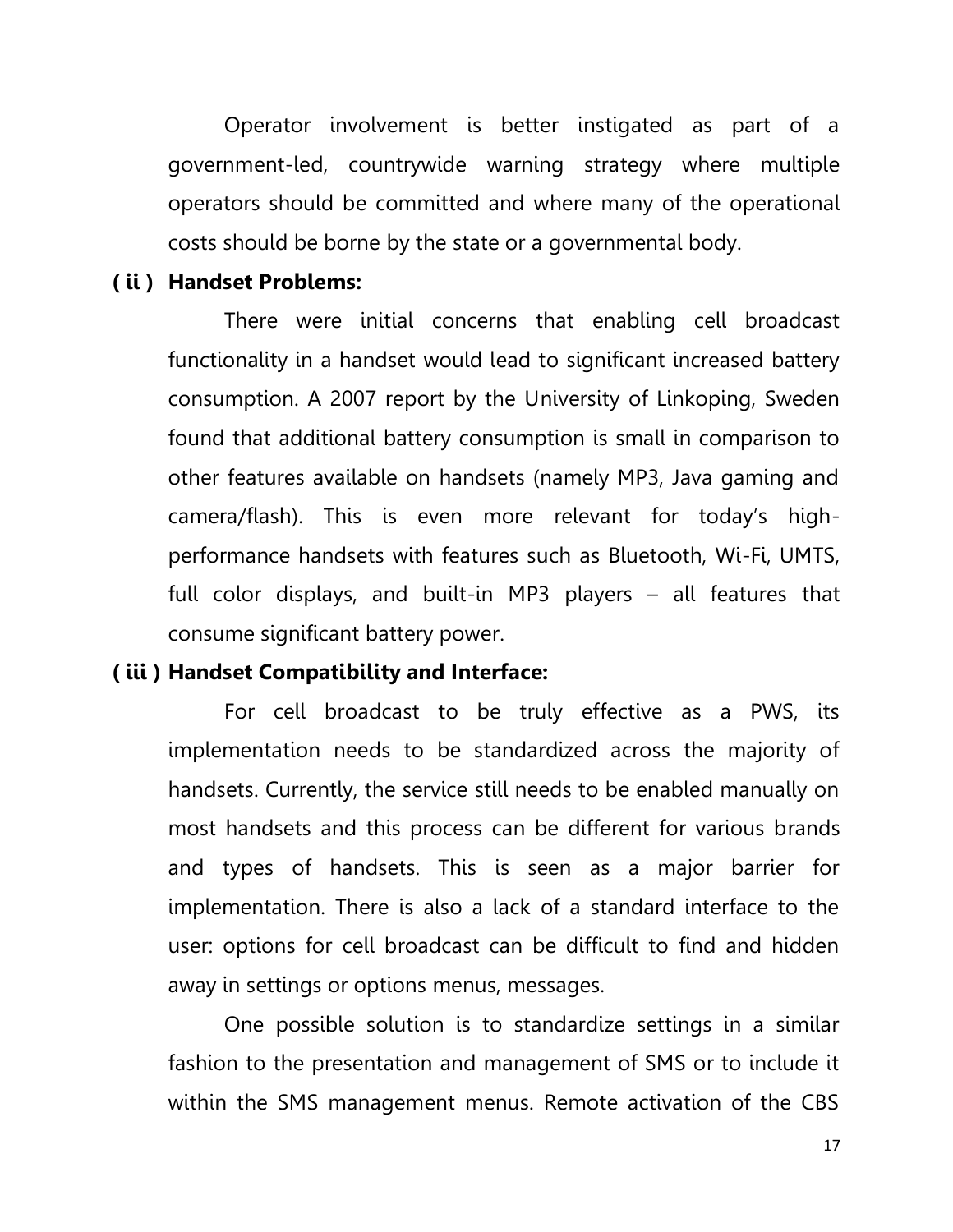Operator involvement is better instigated as part of a government-led, countrywide warning strategy where multiple operators should be committed and where many of the operational costs should be borne by the state or a governmental body.

**( ii ) Handset Problems:**

There were initial concerns that enabling cell broadcast functionality in a handset would lead to significant increased battery consumption. A 2007 report by the University of Linkoping, Sweden found that additional battery consumption is small in comparison to other features available on handsets (namely MP3, Java gaming and camera/flash). This is even more relevant for today's high-performance handsets with features such as Bluetooth, Wi-Fi, UMTS, full color displays, and built-in MP3 players – all features that consume significant battery power.

**( iii ) Handset Compatibility and Interface:**

For cell broadcast to be truly effective as a PWS, its implementation needs to be standardized across the majority of handsets. Currently, the service still needs to be enabled manually on most handsets and this process can be different for various brands and types of handsets. This is seen as a major barrier for implementation. There is also a lack of a standard interface to the user: options for cell broadcast can be difficult to find and hidden away in settings or options menus, messages.

One possible solution is to standardize settings in a similar fashion to the presentation and management of SMS or to include it within the SMS management menus. Remote activation of the CBS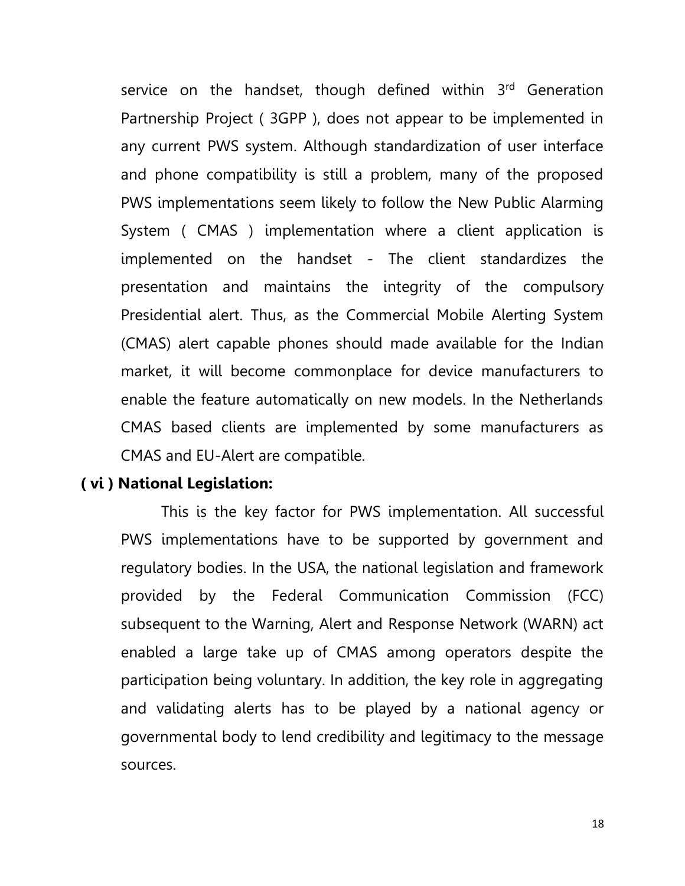service on the handset, though defined within 3rd Generation Partnership Project ( 3GPP ), does not appear to be implemented in any current PWS system. Although standardization of user interface and phone compatibility is still a problem, many of the proposed PWS implementations seem likely to follow the New Public Alarming System ( CMAS ) implementation where a client application is implemented on the handset - The client standardizes the presentation and maintains the integrity of the compulsory Presidential alert. Thus, as the Commercial Mobile Alerting System (CMAS) alert capable phones should made available for the Indian market, it will become commonplace for device manufacturers to enable the feature automatically on new models. In the Netherlands CMAS based clients are implemented by some manufacturers as CMAS and EU-Alert are compatible.

**( vi ) National Legislation:**

This is the key factor for PWS implementation. All successful PWS implementations have to be supported by government and regulatory bodies. In the USA, the national legislation and framework provided by the Federal Communication Commission (FCC) subsequent to the Warning, Alert and Response Network (WARN) act enabled a large take up of CMAS among operators despite the participation being voluntary. In addition, the key role in aggregating and validating alerts has to be played by a national agency or governmental body to lend credibility and legitimacy to the message sources.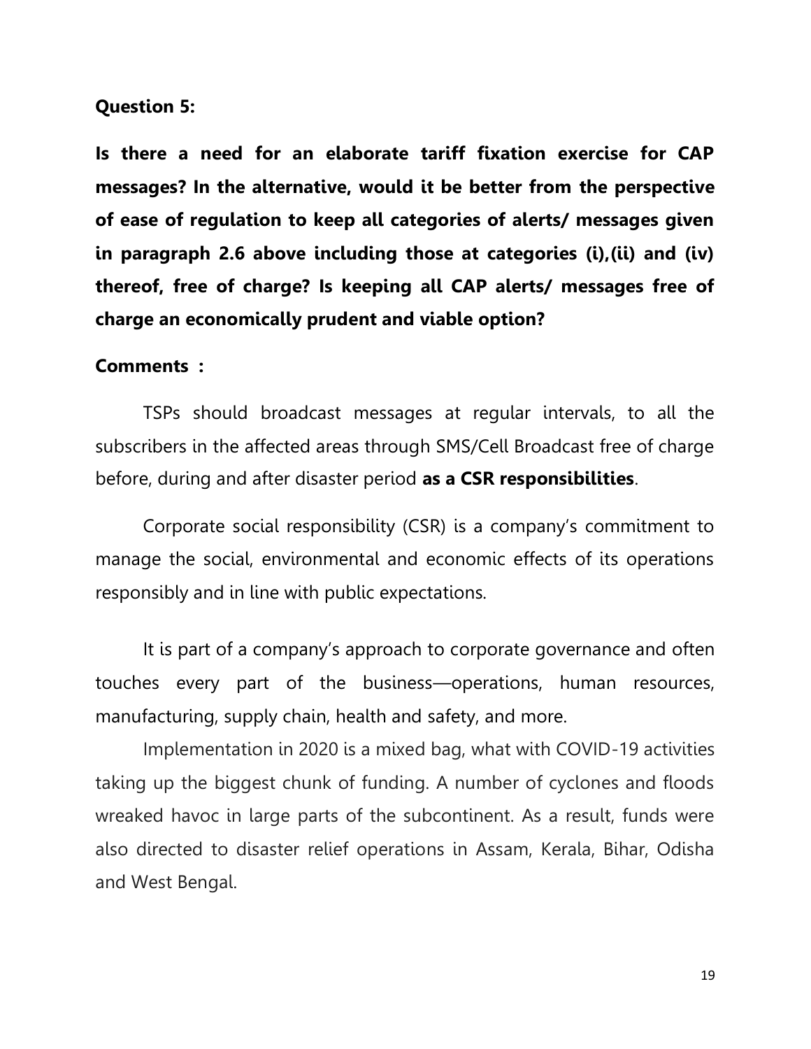**Question 5:**

**Is there a need for an elaborate tariff fixation exercise for CAP messages? In the alternative, would it be better from the perspective of ease of regulation to keep all categories of alerts/ messages given in paragraph 2.6 above including those at categories (i),(ii) and (iv) thereof, free of charge? Is keeping all CAP alerts/ messages free of charge an economically prudent and viable option?**

**Comments :**

TSPs should broadcast messages at regular intervals, to all the subscribers in the affected areas through SMS/Cell Broadcast free of charge before, during and after disaster period **as a CSR responsibilities**.

Corporate social responsibility (CSR) is a company's commitment to manage the social, environmental and economic effects of its operations responsibly and in line with public expectations.

It is part of a company's approach to corporate governance and often touches every part of the business—operations, human resources, manufacturing, supply chain, health and safety, and more.

Implementation in 2020 is a mixed bag, what with COVID-19 activities taking up the biggest chunk of funding. A number of cyclones and floods wreaked havoc in large parts of the subcontinent. As a result, funds were also directed to disaster relief operations in Assam, Kerala, Bihar, Odisha and West Bengal.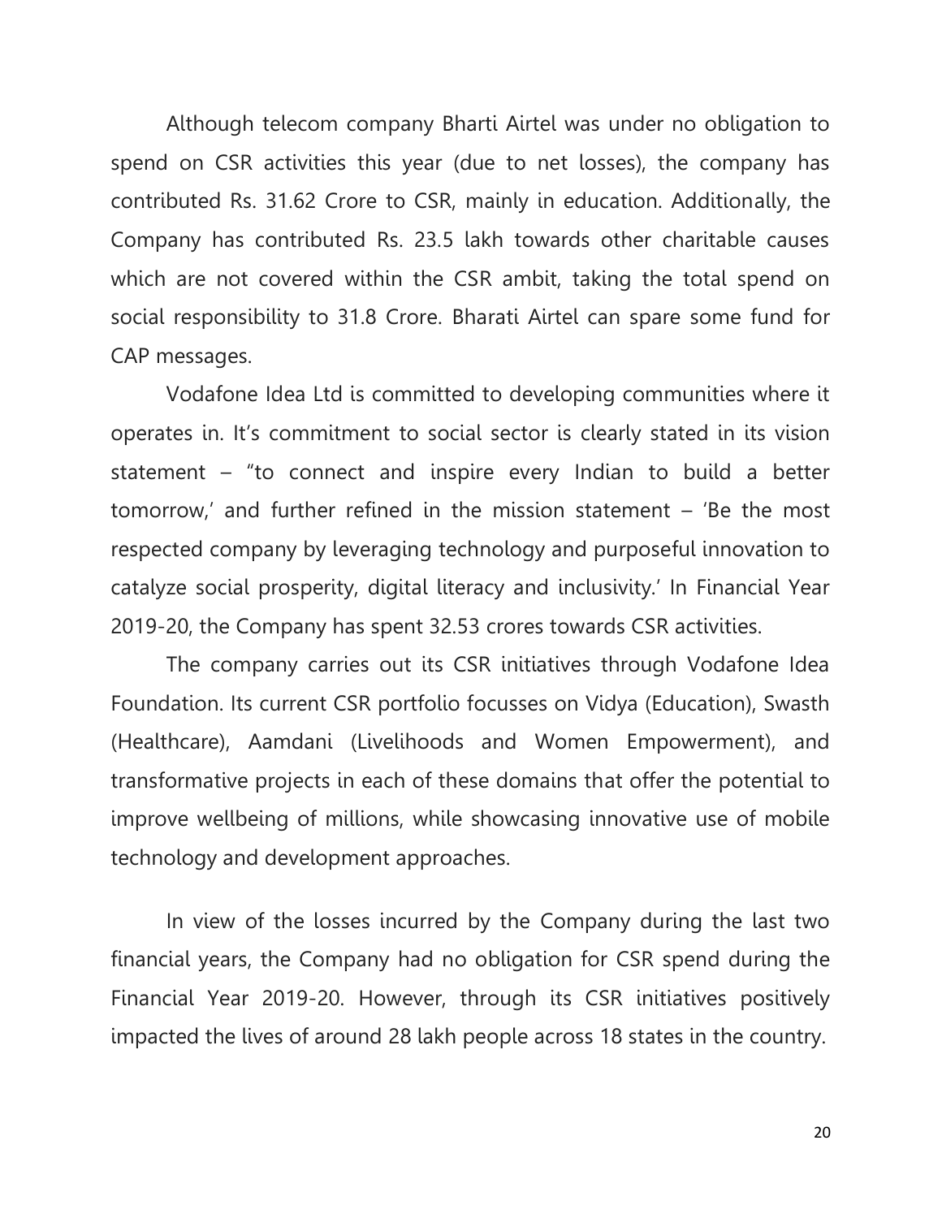Although telecom company Bharti Airtel was under no obligation to spend on CSR activities this year (due to net losses), the company has contributed Rs. 31.62 Crore to CSR, mainly in education. Additionally, the Company has contributed Rs. 23.5 lakh towards other charitable causes which are not covered within the CSR ambit, taking the total spend on social responsibility to 31.8 Crore. Bharati Airtel can spare some fund for CAP messages.

Vodafone Idea Ltd is committed to developing communities where it operates in. It's commitment to social sector is clearly stated in its vision statement – "to connect and inspire every Indian to build a better tomorrow,' and further refined in the mission statement – 'Be the most respected company by leveraging technology and purposeful innovation to catalyze social prosperity, digital literacy and inclusivity.' In Financial Year 2019-20, the Company has spent 32.53 crores towards CSR activities.

The company carries out its CSR initiatives through Vodafone Idea Foundation. Its current CSR portfolio focusses on Vidya (Education), Swasth (Healthcare), Aamdani (Livelihoods and Women Empowerment), and transformative projects in each of these domains that offer the potential to improve wellbeing of millions, while showcasing innovative use of mobile technology and development approaches.

In view of the losses incurred by the Company during the last two financial years, the Company had no obligation for CSR spend during the Financial Year 2019-20. However, through its CSR initiatives positively impacted the lives of around 28 lakh people across 18 states in the country.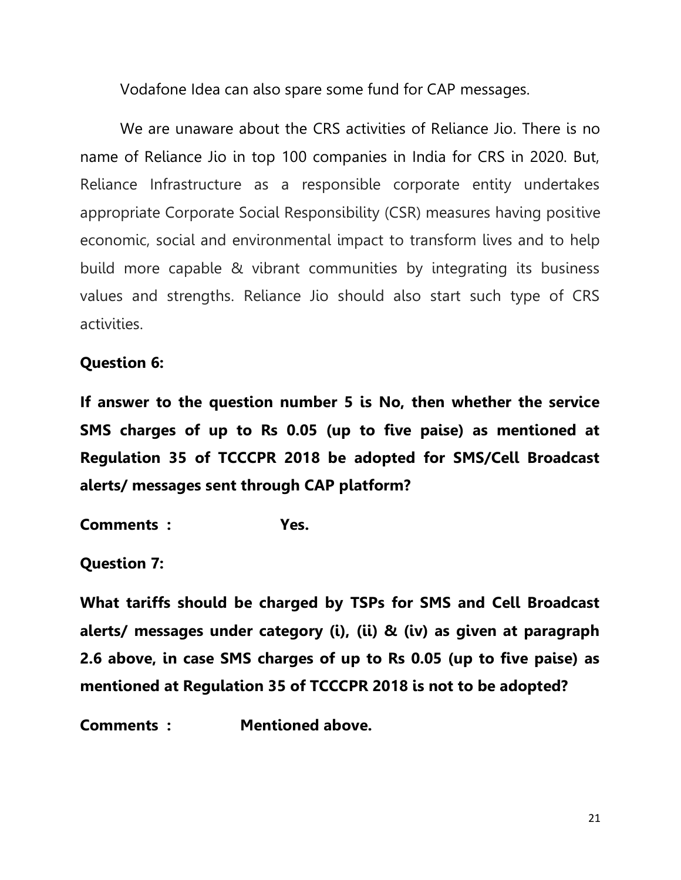Vodafone Idea can also spare some fund for CAP messages.

We are unaware about the CRS activities of Reliance Jio. There is no name of Reliance Jio in top 100 companies in India for CRS in 2020. But, Reliance Infrastructure as a responsible corporate entity undertakes appropriate Corporate Social Responsibility (CSR) measures having positive economic, social and environmental impact to transform lives and to help build more capable & vibrant communities by integrating its business values and strengths. Reliance Jio should also start such type of CRS activities.

**Question 6:**

**If answer to the question number 5 is No, then whether the service SMS charges of up to Rs 0.05 (up to five paise) as mentioned at Regulation 35 of TCCCPR 2018 be adopted for SMS/Cell Broadcast alerts/ messages sent through CAP platform?**

**Comments : Yes.**

**Question 7:**

**What tariffs should be charged by TSPs for SMS and Cell Broadcast alerts/ messages under category (i), (ii) & (iv) as given at paragraph 2.6 above, in case SMS charges of up to Rs 0.05 (up to five paise) as mentioned at Regulation 35 of TCCCPR 2018 is not to be adopted?**

**Comments : Mentioned above.**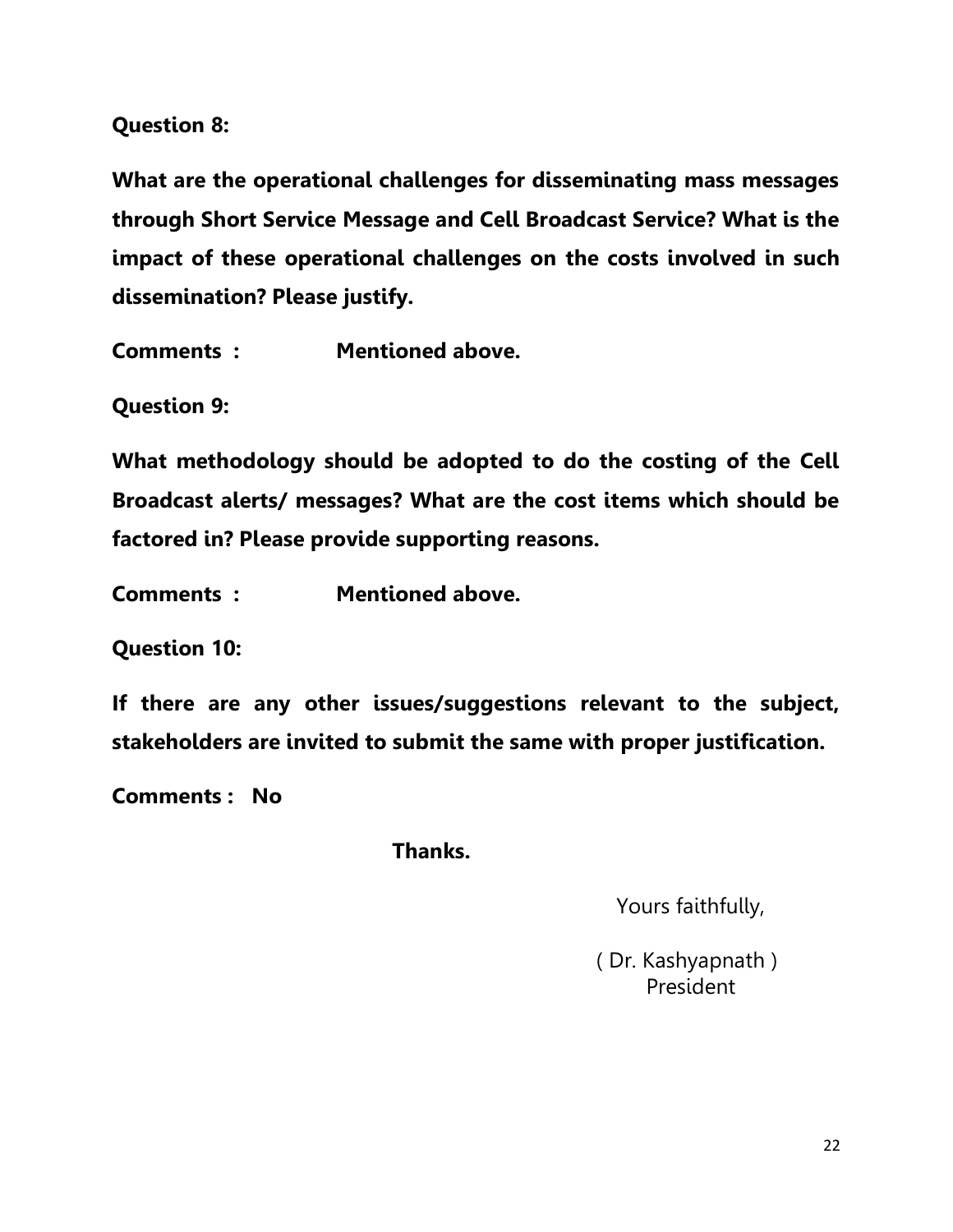**Question 8:**

**What are the operational challenges for disseminating mass messages through Short Service Message and Cell Broadcast Service? What is the impact of these operational challenges on the costs involved in such dissemination? Please justify.**

**Comments : Mentioned above.**

**Question 9:**

**What methodology should be adopted to do the costing of the Cell Broadcast alerts/ messages? What are the cost items which should be factored in? Please provide supporting reasons.**

**Comments : Mentioned above.**

**Question 10:**

**If there are any other issues/suggestions relevant to the subject, stakeholders are invited to submit the same with proper justification.**

**Comments : No**

**Thanks.**

Yours faithfully,

( Dr. Kashyapnath )
President